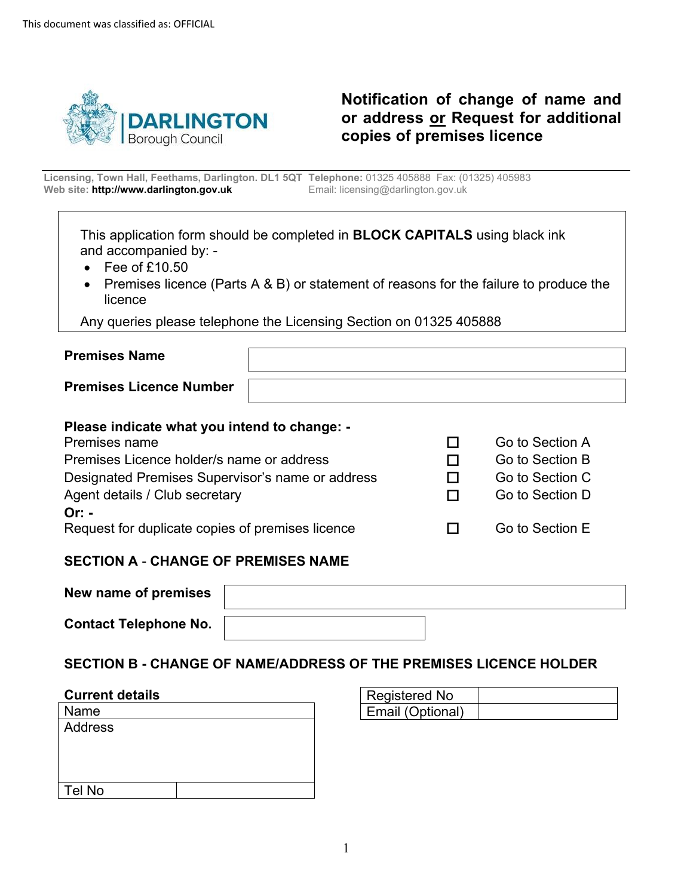This document was classified as: OFFICIAL

DARLINGTON Borough Council

# Notification of change of name and or address or Request for additional copies of premises licence

**Licensing, Town Hall, Feethams, Darlington. DL1 5QT** **Telephone:** 01325 405888 Fax: (01325) 405983
**Web site: http://www.darlington.gov.uk** Email: licensing@darlington.gov.uk

This application form should be completed in **BLOCK CAPITALS** using black ink and accompanied by: -

- Fee of £10.50
- Premises licence (Parts A & B) or statement of reasons for the failure to produce the licence

Any queries please telephone the Licensing Section on 01325 405888

| **Premises Name** | |
|---|---|
| **Premises Licence Number** | |

**Please indicate what you intend to change: -**

| | | |
|---|---|---|
| Premises name | ☐ | Go to Section A |
| Premises Licence holder/s name or address | ☐ | Go to Section B |
| Designated Premises Supervisor's name or address | ☐ | Go to Section C |
| Agent details / Club secretary | ☐ | Go to Section D |
| **Or: -** | | |
| Request for duplicate copies of premises licence | ☐ | Go to Section E |

## SECTION A - CHANGE OF PREMISES NAME

| **New name of premises** | |
|---|---|
| **Contact Telephone No.** | |

## SECTION B - CHANGE OF NAME/ADDRESS OF THE PREMISES LICENCE HOLDER

**Current details**

| Name | |
|---|---|
| Address | |
| Tel No | |

| Registered No | |
|---|---|
| Email (Optional) | |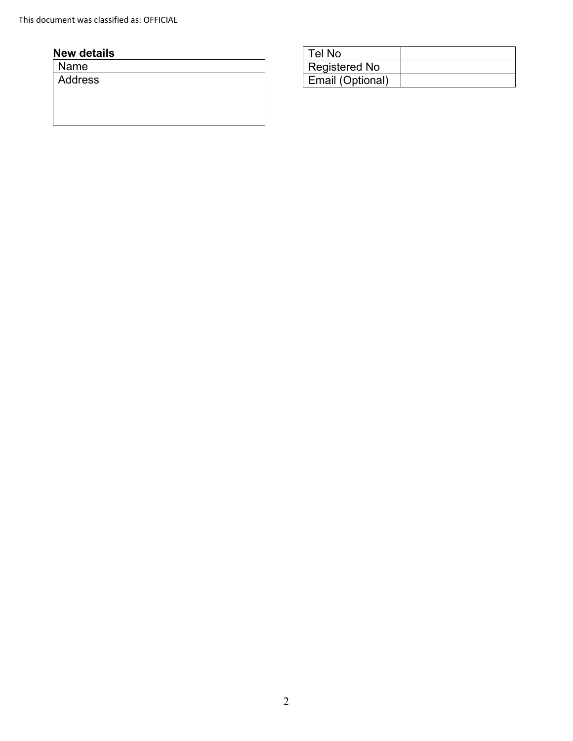**New details**

| Name |
|---|
| Address |

| Tel No | |
|---|---|
| Registered No | |
| Email (Optional) | |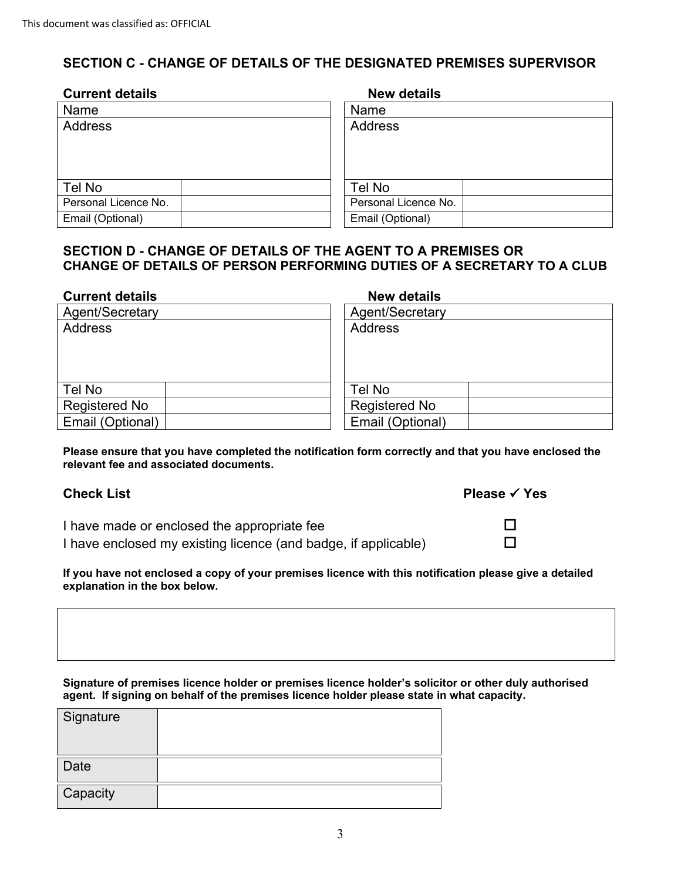This document was classified as: OFFICIAL

## SECTION C - CHANGE OF DETAILS OF THE DESIGNATED PREMISES SUPERVISOR

**Current details**

| | |
|---|---|
| Name | |
| Address | |
| Tel No | |
| Personal Licence No. | |
| Email (Optional) | |

**New details**

| | |
|---|---|
| Name | |
| Address | |
| Tel No | |
| Personal Licence No. | |
| Email (Optional) | |

## SECTION D - CHANGE OF DETAILS OF THE AGENT TO A PREMISES OR CHANGE OF DETAILS OF PERSON PERFORMING DUTIES OF A SECRETARY TO A CLUB

**Current details**

| | |
|---|---|
| Agent/Secretary | |
| Address | |
| Tel No | |
| Registered No | |
| Email (Optional) | |

**New details**

| | |
|---|---|
| Agent/Secretary | |
| Address | |
| Tel No | |
| Registered No | |
| Email (Optional) | |

**Please ensure that you have completed the notification form correctly and that you have enclosed the relevant fee and associated documents.**

| **Check List** | **Please ✓ Yes** |
|---|---|
| I have made or enclosed the appropriate fee | ☐ |
| I have enclosed my existing licence (and badge, if applicable) | ☐ |

**If you have not enclosed a copy of your premises licence with this notification please give a detailed explanation in the box below.**

| |
|---|
| |

**Signature of premises licence holder or premises licence holder's solicitor or other duly authorised agent. If signing on behalf of the premises licence holder please state in what capacity.**

| | |
|---|---|
| Signature | |
| Date | |
| Capacity | |